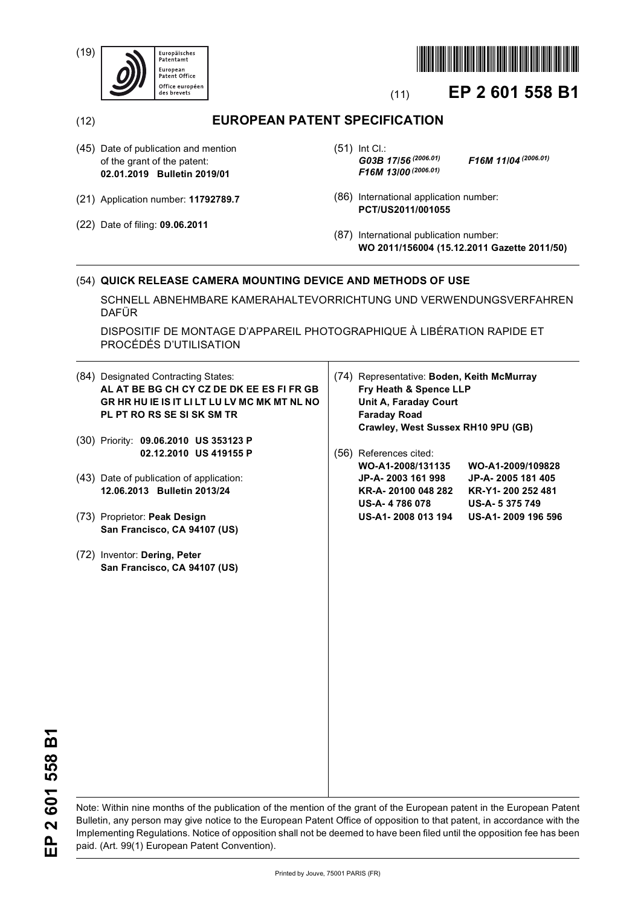(19) Europäisches Patentamt European Patent Office Office européen des brevets

(11) **EP 2 601 558 B1**

(12) **EUROPEAN PATENT SPECIFICATION**

(45) Date of publication and mention of the grant of the patent:
**02.01.2019 Bulletin 2019/01**

(21) Application number: **11792789.7**

(22) Date of filing: **09.06.2011**

(51) Int Cl.:
***G03B 17/56*** *(2006.01)* ***F16M 11/04*** *(2006.01)*
***F16M 13/00*** *(2006.01)*

(86) International application number:
**PCT/US2011/001055**

(87) International publication number:
**WO 2011/156004 (15.12.2011 Gazette 2011/50)**

(54) **QUICK RELEASE CAMERA MOUNTING DEVICE AND METHODS OF USE**

SCHNELL ABNEHMBARE KAMERAHALTEVORRICHTUNG UND VERWENDUNGSVERFAHREN DAFÜR

DISPOSITIF DE MONTAGE D'APPAREIL PHOTOGRAPHIQUE À LIBÉRATION RAPIDE ET PROCÉDÉS D'UTILISATION

(84) Designated Contracting States:
**AL AT BE BG CH CY CZ DE DK EE ES FI FR GB GR HR HU IE IS IT LI LT LU LV MC MK MT NL NO PL PT RO RS SE SI SK SM TR**

(30) Priority: **09.06.2010 US 353123 P**
**02.12.2010 US 419155 P**

(43) Date of publication of application:
**12.06.2013 Bulletin 2013/24**

(73) Proprietor: **Peak Design**
**San Francisco, CA 94107 (US)**

(72) Inventor: **Dering, Peter**
**San Francisco, CA 94107 (US)**

(74) Representative: **Boden, Keith McMurray**
**Fry Heath & Spence LLP**
**Unit A, Faraday Court**
**Faraday Road**
**Crawley, West Sussex RH10 9PU (GB)**

(56) References cited:

| | |
|---|---|
| **WO-A1-2008/131135** | **WO-A1-2009/109828** |
| **JP-A- 2003 161 998** | **JP-A- 2005 181 405** |
| **KR-A- 20100 048 282** | **KR-Y1- 200 252 481** |
| **US-A- 4 786 078** | **US-A- 5 375 749** |
| **US-A1- 2008 013 194** | **US-A1- 2009 196 596** |

Note: Within nine months of the publication of the mention of the grant of the European patent in the European Patent Bulletin, any person may give notice to the European Patent Office of opposition to that patent, in accordance with the Implementing Regulations. Notice of opposition shall not be deemed to have been filed until the opposition fee has been paid. (Art. 99(1) European Patent Convention).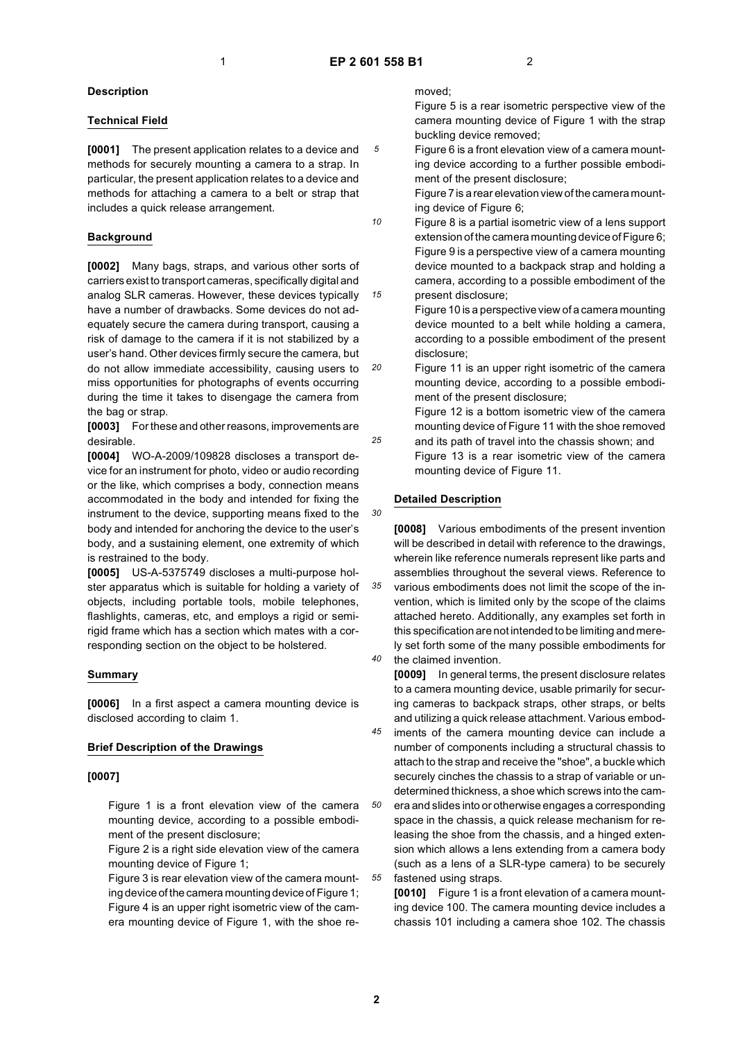## Description

### Technical Field

**[0001]** The present application relates to a device and methods for securely mounting a camera to a strap. In particular, the present application relates to a device and methods for attaching a camera to a belt or strap that includes a quick release arrangement.

### Background

**[0002]** Many bags, straps, and various other sorts of carriers exist to transport cameras, specifically digital and analog SLR cameras. However, these devices typically have a number of drawbacks. Some devices do not adequately secure the camera during transport, causing a risk of damage to the camera if it is not stabilized by a user's hand. Other devices firmly secure the camera, but do not allow immediate accessibility, causing users to miss opportunities for photographs of events occurring during the time it takes to disengage the camera from the bag or strap.

**[0003]** For these and other reasons, improvements are desirable.

**[0004]** WO-A-2009/109828 discloses a transport device for an instrument for photo, video or audio recording or the like, which comprises a body, connection means accommodated in the body and intended for fixing the instrument to the device, supporting means fixed to the body and intended for anchoring the device to the user's body, and a sustaining element, one extremity of which is restrained to the body.

**[0005]** US-A-5375749 discloses a multi-purpose holster apparatus which is suitable for holding a variety of objects, including portable tools, mobile telephones, flashlights, cameras, etc, and employs a rigid or semi-rigid frame which has a section which mates with a corresponding section on the object to be holstered.

### Summary

**[0006]** In a first aspect a camera mounting device is disclosed according to claim 1.

### Brief Description of the Drawings

**[0007]**

Figure 1 is a front elevation view of the camera mounting device, according to a possible embodiment of the present disclosure;

Figure 2 is a right side elevation view of the camera mounting device of Figure 1;

Figure 3 is rear elevation view of the camera mounting device of the camera mounting device of Figure 1;

Figure 4 is an upper right isometric view of the camera mounting device of Figure 1, with the shoe removed;

Figure 5 is a rear isometric perspective view of the camera mounting device of Figure 1 with the strap buckling device removed;

Figure 6 is a front elevation view of a camera mounting device according to a further possible embodiment of the present disclosure;

Figure 7 is a rear elevation view of the camera mounting device of Figure 6;

Figure 8 is a partial isometric view of a lens support extension of the camera mounting device of Figure 6;

Figure 9 is a perspective view of a camera mounting device mounted to a backpack strap and holding a camera, according to a possible embodiment of the present disclosure;

Figure 10 is a perspective view of a camera mounting device mounted to a belt while holding a camera, according to a possible embodiment of the present disclosure;

Figure 11 is an upper right isometric of the camera mounting device, according to a possible embodiment of the present disclosure;

Figure 12 is a bottom isometric view of the camera mounting device of Figure 11 with the shoe removed and its path of travel into the chassis shown; and

Figure 13 is a rear isometric view of the camera mounting device of Figure 11.

### Detailed Description

**[0008]** Various embodiments of the present invention will be described in detail with reference to the drawings, wherein like reference numerals represent like parts and assemblies throughout the several views. Reference to various embodiments does not limit the scope of the invention, which is limited only by the scope of the claims attached hereto. Additionally, any examples set forth in this specification are not intended to be limiting and merely set forth some of the many possible embodiments for the claimed invention.

**[0009]** In general terms, the present disclosure relates to a camera mounting device, usable primarily for securing cameras to backpack straps, other straps, or belts and utilizing a quick release attachment. Various embodiments of the camera mounting device can include a number of components including a structural chassis to attach to the strap and receive the "shoe", a buckle which securely cinches the chassis to a strap of variable or undetermined thickness, a shoe which screws into the camera and slides into or otherwise engages a corresponding space in the chassis, a quick release mechanism for releasing the shoe from the chassis, and a hinged extension which allows a lens extending from a camera body (such as a lens of a SLR-type camera) to be securely fastened using straps.

**[0010]** Figure 1 is a front elevation of a camera mounting device 100. The camera mounting device includes a chassis 101 including a camera shoe 102. The chassis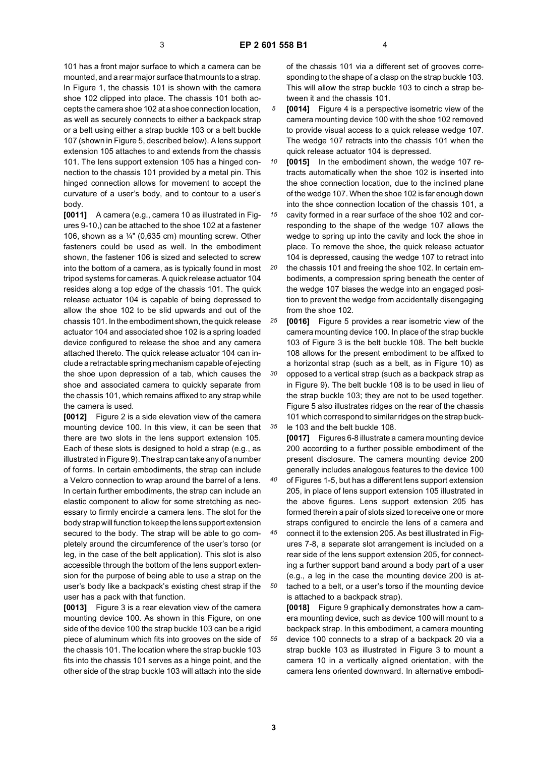101 has a front major surface to which a camera can be mounted, and a rear major surface that mounts to a strap. In Figure 1, the chassis 101 is shown with the camera shoe 102 clipped into place. The chassis 101 both accepts the camera shoe 102 at a shoe connection location, as well as securely connects to either a backpack strap or a belt using either a strap buckle 103 or a belt buckle 107 (shown in Figure 5, described below). A lens support extension 105 attaches to and extends from the chassis 101. The lens support extension 105 has a hinged connection to the chassis 101 provided by a metal pin. This hinged connection allows for movement to accept the curvature of a user's body, and to contour to a user's body.

**[0011]** A camera (e.g., camera 10 as illustrated in Figures 9-10,) can be attached to the shoe 102 at a fastener 106, shown as a ¼" (0,635 cm) mounting screw. Other fasteners could be used as well. In the embodiment shown, the fastener 106 is sized and selected to screw into the bottom of a camera, as is typically found in most tripod systems for cameras. A quick release actuator 104 resides along a top edge of the chassis 101. The quick release actuator 104 is capable of being depressed to allow the shoe 102 to be slid upwards and out of the chassis 101. In the embodiment shown, the quick release actuator 104 and associated shoe 102 is a spring loaded device configured to release the shoe and any camera attached thereto. The quick release actuator 104 can include a retractable spring mechanism capable of ejecting the shoe upon depression of a tab, which causes the shoe and associated camera to quickly separate from the chassis 101, which remains affixed to any strap while the camera is used.

**[0012]** Figure 2 is a side elevation view of the camera mounting device 100. In this view, it can be seen that there are two slots in the lens support extension 105. Each of these slots is designed to hold a strap (e.g., as illustrated in Figure 9). The strap can take any of a number of forms. In certain embodiments, the strap can include a Velcro connection to wrap around the barrel of a lens. In certain further embodiments, the strap can include an elastic component to allow for some stretching as necessary to firmly encircle a camera lens. The slot for the body strap will function to keep the lens support extension secured to the body. The strap will be able to go completely around the circumference of the user's torso (or leg, in the case of the belt application). This slot is also accessible through the bottom of the lens support extension for the purpose of being able to use a strap on the user's body like a backpack's existing chest strap if the user has a pack with that function.

**[0013]** Figure 3 is a rear elevation view of the camera mounting device 100. As shown in this Figure, on one side of the device 100 the strap buckle 103 can be a rigid piece of aluminum which fits into grooves on the side of the chassis 101. The location where the strap buckle 103 fits into the chassis 101 serves as a hinge point, and the other side of the strap buckle 103 will attach into the side of the chassis 101 via a different set of grooves corresponding to the shape of a clasp on the strap buckle 103. This will allow the strap buckle 103 to cinch a strap between it and the chassis 101.

**[0014]** Figure 4 is a perspective isometric view of the camera mounting device 100 with the shoe 102 removed to provide visual access to a quick release wedge 107. The wedge 107 retracts into the chassis 101 when the quick release actuator 104 is depressed.

**[0015]** In the embodiment shown, the wedge 107 retracts automatically when the shoe 102 is inserted into the shoe connection location, due to the inclined plane of the wedge 107. When the shoe 102 is far enough down into the shoe connection location of the chassis 101, a cavity formed in a rear surface of the shoe 102 and corresponding to the shape of the wedge 107 allows the wedge to spring up into the cavity and lock the shoe in place. To remove the shoe, the quick release actuator 104 is depressed, causing the wedge 107 to retract into the chassis 101 and freeing the shoe 102. In certain embodiments, a compression spring beneath the center of the wedge 107 biases the wedge into an engaged position to prevent the wedge from accidentally disengaging from the shoe 102.

**[0016]** Figure 5 provides a rear isometric view of the camera mounting device 100. In place of the strap buckle 103 of Figure 3 is the belt buckle 108. The belt buckle 108 allows for the present embodiment to be affixed to a horizontal strap (such as a belt, as in Figure 10) as opposed to a vertical strap (such as a backpack strap as in Figure 9). The belt buckle 108 is to be used in lieu of the strap buckle 103; they are not to be used together. Figure 5 also illustrates ridges on the rear of the chassis 101 which correspond to similar ridges on the strap buckle 103 and the belt buckle 108.

**[0017]** Figures 6-8 illustrate a camera mounting device 200 according to a further possible embodiment of the present disclosure. The camera mounting device 200 generally includes analogous features to the device 100 of Figures 1-5, but has a different lens support extension 205, in place of lens support extension 105 illustrated in the above figures. Lens support extension 205 has formed therein a pair of slots sized to receive one or more straps configured to encircle the lens of a camera and connect it to the extension 205. As best illustrated in Figures 7-8, a separate slot arrangement is included on a rear side of the lens support extension 205, for connecting a further support band around a body part of a user (e.g., a leg in the case the mounting device 200 is attached to a belt, or a user's torso if the mounting device is attached to a backpack strap).

**[0018]** Figure 9 graphically demonstrates how a camera mounting device, such as device 100 will mount to a backpack strap. In this embodiment, a camera mounting device 100 connects to a strap of a backpack 20 via a strap buckle 103 as illustrated in Figure 3 to mount a camera 10 in a vertically aligned orientation, with the camera lens oriented downward. In alternative embodi-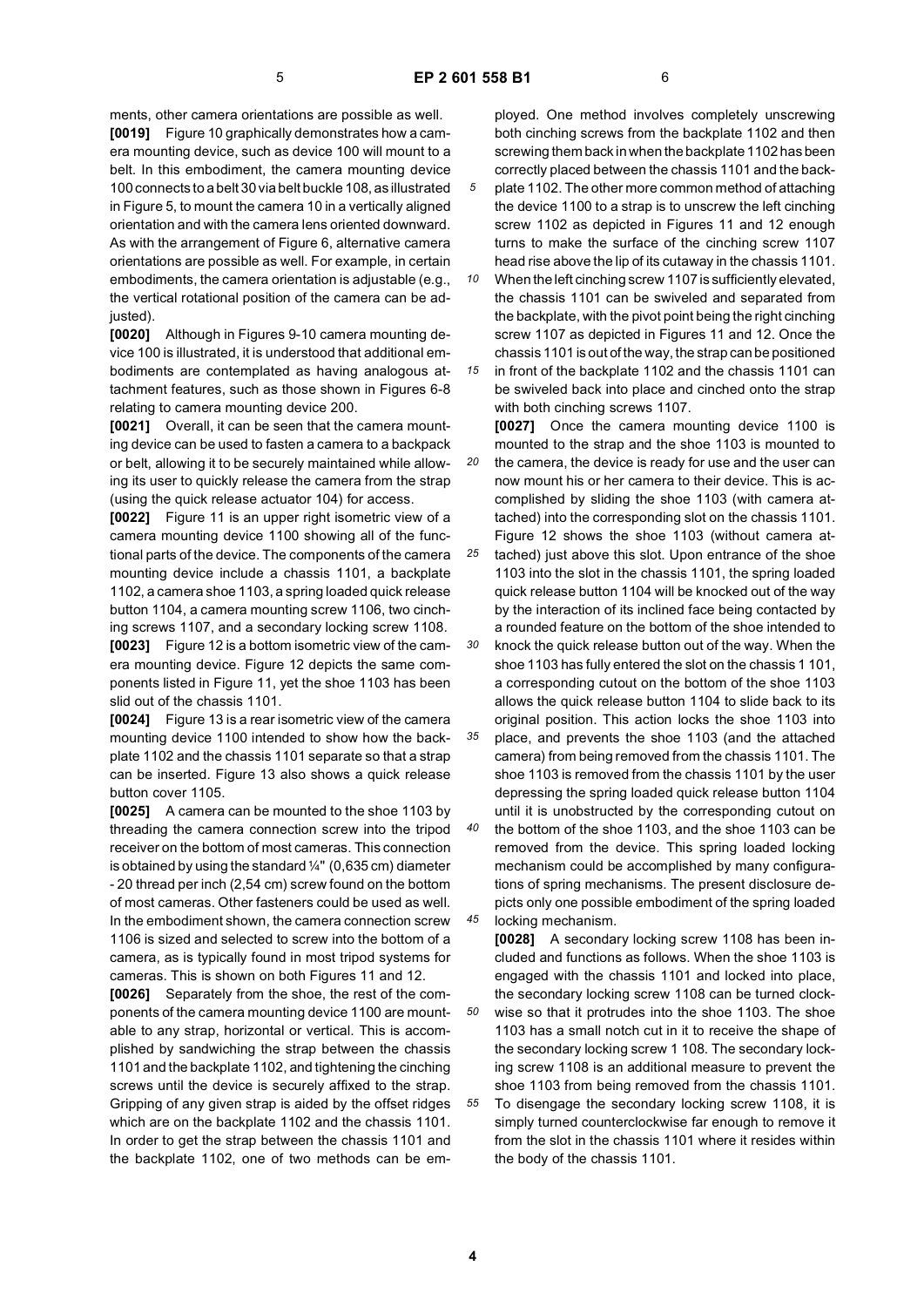ments, other camera orientations are possible as well.

**[0019]** Figure 10 graphically demonstrates how a camera mounting device, such as device 100 will mount to a belt. In this embodiment, the camera mounting device 100 connects to a belt 30 via belt buckle 108, as illustrated in Figure 5, to mount the camera 10 in a vertically aligned orientation and with the camera lens oriented downward. As with the arrangement of Figure 6, alternative camera orientations are possible as well. For example, in certain embodiments, the camera orientation is adjustable (e.g., the vertical rotational position of the camera can be adjusted).

**[0020]** Although in Figures 9-10 camera mounting device 100 is illustrated, it is understood that additional embodiments are contemplated as having analogous attachment features, such as those shown in Figures 6-8 relating to camera mounting device 200.

**[0021]** Overall, it can be seen that the camera mounting device can be used to fasten a camera to a backpack or belt, allowing it to be securely maintained while allowing its user to quickly release the camera from the strap (using the quick release actuator 104) for access.

**[0022]** Figure 11 is an upper right isometric view of a camera mounting device 1100 showing all of the functional parts of the device. The components of the camera mounting device include a chassis 1101, a backplate 1102, a camera shoe 1103, a spring loaded quick release button 1104, a camera mounting screw 1106, two cinching screws 1107, and a secondary locking screw 1108.

**[0023]** Figure 12 is a bottom isometric view of the camera mounting device. Figure 12 depicts the same components listed in Figure 11, yet the shoe 1103 has been slid out of the chassis 1101.

**[0024]** Figure 13 is a rear isometric view of the camera mounting device 1100 intended to show how the backplate 1102 and the chassis 1101 separate so that a strap can be inserted. Figure 13 also shows a quick release button cover 1105.

**[0025]** A camera can be mounted to the shoe 1103 by threading the camera connection screw into the tripod receiver on the bottom of most cameras. This connection is obtained by using the standard ¼" (0,635 cm) diameter - 20 thread per inch (2,54 cm) screw found on the bottom of most cameras. Other fasteners could be used as well. In the embodiment shown, the camera connection screw 1106 is sized and selected to screw into the bottom of a camera, as is typically found in most tripod systems for cameras. This is shown on both Figures 11 and 12.

**[0026]** Separately from the shoe, the rest of the components of the camera mounting device 1100 are mountable to any strap, horizontal or vertical. This is accomplished by sandwiching the strap between the chassis 1101 and the backplate 1102, and tightening the cinching screws until the device is securely affixed to the strap. Gripping of any given strap is aided by the offset ridges which are on the backplate 1102 and the chassis 1101. In order to get the strap between the chassis 1101 and the backplate 1102, one of two methods can be employed. One method involves completely unscrewing both cinching screws from the backplate 1102 and then screwing them back in when the backplate 1102 has been correctly placed between the chassis 1101 and the backplate 1102. The other more common method of attaching the device 1100 to a strap is to unscrew the left cinching screw 1102 as depicted in Figures 11 and 12 enough turns to make the surface of the cinching screw 1107 head rise above the lip of its cutaway in the chassis 1101. When the left cinching screw 1107 is sufficiently elevated, the chassis 1101 can be swiveled and separated from the backplate, with the pivot point being the right cinching screw 1107 as depicted in Figures 11 and 12. Once the chassis 1101 is out of the way, the strap can be positioned in front of the backplate 1102 and the chassis 1101 can be swiveled back into place and cinched onto the strap with both cinching screws 1107.

**[0027]** Once the camera mounting device 1100 is mounted to the strap and the shoe 1103 is mounted to the camera, the device is ready for use and the user can now mount his or her camera to their device. This is accomplished by sliding the shoe 1103 (with camera attached) into the corresponding slot on the chassis 1101. Figure 12 shows the shoe 1103 (without camera attached) just above this slot. Upon entrance of the shoe 1103 into the slot in the chassis 1101, the spring loaded quick release button 1104 will be knocked out of the way by the interaction of its inclined face being contacted by a rounded feature on the bottom of the shoe intended to knock the quick release button out of the way. When the shoe 1103 has fully entered the slot on the chassis 1 101, a corresponding cutout on the bottom of the shoe 1103 allows the quick release button 1104 to slide back to its original position. This action locks the shoe 1103 into place, and prevents the shoe 1103 (and the attached camera) from being removed from the chassis 1101. The shoe 1103 is removed from the chassis 1101 by the user depressing the spring loaded quick release button 1104 until it is unobstructed by the corresponding cutout on the bottom of the shoe 1103, and the shoe 1103 can be removed from the device. This spring loaded locking mechanism could be accomplished by many configurations of spring mechanisms. The present disclosure depicts only one possible embodiment of the spring loaded locking mechanism.

**[0028]** A secondary locking screw 1108 has been included and functions as follows. When the shoe 1103 is engaged with the chassis 1101 and locked into place, the secondary locking screw 1108 can be turned clockwise so that it protrudes into the shoe 1103. The shoe 1103 has a small notch cut in it to receive the shape of the secondary locking screw 1 108. The secondary locking screw 1108 is an additional measure to prevent the shoe 1103 from being removed from the chassis 1101. To disengage the secondary locking screw 1108, it is simply turned counterclockwise far enough to remove it from the slot in the chassis 1101 where it resides within the body of the chassis 1101.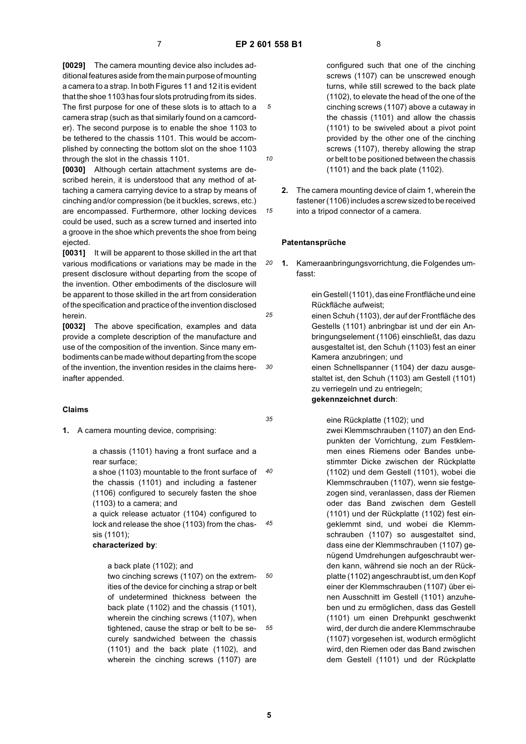**[0029]** The camera mounting device also includes additional features aside from the main purpose of mounting a camera to a strap. In both Figures 11 and 12 it is evident that the shoe 1103 has four slots protruding from its sides. The first purpose for one of these slots is to attach to a camera strap (such as that similarly found on a camcorder). The second purpose is to enable the shoe 1103 to be tethered to the chassis 1101. This would be accomplished by connecting the bottom slot on the shoe 1103 through the slot in the chassis 1101.

**[0030]** Although certain attachment systems are described herein, it is understood that any method of attaching a camera carrying device to a strap by means of cinching and/or compression (be it buckles, screws, etc.) are encompassed. Furthermore, other locking devices could be used, such as a screw turned and inserted into a groove in the shoe which prevents the shoe from being ejected.

**[0031]** It will be apparent to those skilled in the art that various modifications or variations may be made in the present disclosure without departing from the scope of the invention. Other embodiments of the disclosure will be apparent to those skilled in the art from consideration of the specification and practice of the invention disclosed herein.

**[0032]** The above specification, examples and data provide a complete description of the manufacture and use of the composition of the invention. Since many embodiments can be made without departing from the scope of the invention, the invention resides in the claims hereinafter appended.

## Claims

1. A camera mounting device, comprising:

   a chassis (1101) having a front surface and a rear surface;
   a shoe (1103) mountable to the front surface of the chassis (1101) and including a fastener (1106) configured to securely fasten the shoe (1103) to a camera; and
   a quick release actuator (1104) configured to lock and release the shoe (1103) from the chassis (1101);
   **characterized by**:

   a back plate (1102); and
   two cinching screws (1107) on the extremities of the device for cinching a strap or belt of undetermined thickness between the back plate (1102) and the chassis (1101), wherein the cinching screws (1107), when tightened, cause the strap or belt to be securely sandwiched between the chassis (1101) and the back plate (1102), and wherein the cinching screws (1107) are configured such that one of the cinching screws (1107) can be unscrewed enough turns, while still screwed to the back plate (1102), to elevate the head of the one of the cinching screws (1107) above a cutaway in the chassis (1101) and allow the chassis (1101) to be swiveled about a pivot point provided by the other one of the cinching screws (1107), thereby allowing the strap or belt to be positioned between the chassis (1101) and the back plate (1102).

2. The camera mounting device of claim 1, wherein the fastener (1106) includes a screw sized to be received into a tripod connector of a camera.

## Patentansprüche

1. Kameraanbringungsvorrichtung, die Folgendes umfasst:

   ein Gestell (1101), das eine Frontfläche und eine Rückfläche aufweist;
   einen Schuh (1103), der auf der Frontfläche des Gestells (1101) anbringbar ist und der ein Anbringungselement (1106) einschließt, das dazu ausgestaltet ist, den Schuh (1103) fest an einer Kamera anzubringen; und
   einen Schnellspanner (1104) der dazu ausgestaltet ist, den Schuh (1103) am Gestell (1101) zu verriegeln und zu entriegeln;
   **gekennzeichnet durch**:

   eine Rückplatte (1102); und
   zwei Klemmschrauben (1107) an den Endpunkten der Vorrichtung, zum Festklemmen eines Riemens oder Bandes unbestimmter Dicke zwischen der Rückplatte (1102) und dem Gestell (1101), wobei die Klemmschrauben (1107), wenn sie festgezogen sind, veranlassen, dass der Riemen oder das Band zwischen dem Gestell (1101) und der Rückplatte (1102) fest eingeklemmt sind, und wobei die Klemmschrauben (1107) so ausgestaltet sind, dass eine der Klemmschrauben (1107) genügend Umdrehungen aufgeschraubt werden kann, während sie noch an der Rückplatte (1102) angeschraubt ist, um den Kopf einer der Klemmschrauben (1107) über einen Ausschnitt im Gestell (1101) anzuheben und zu ermöglichen, dass das Gestell (1101) um einen Drehpunkt geschwenkt wird, der durch die andere Klemmschraube (1107) vorgesehen ist, wodurch ermöglicht wird, den Riemen oder das Band zwischen dem Gestell (1101) und der Rückplatte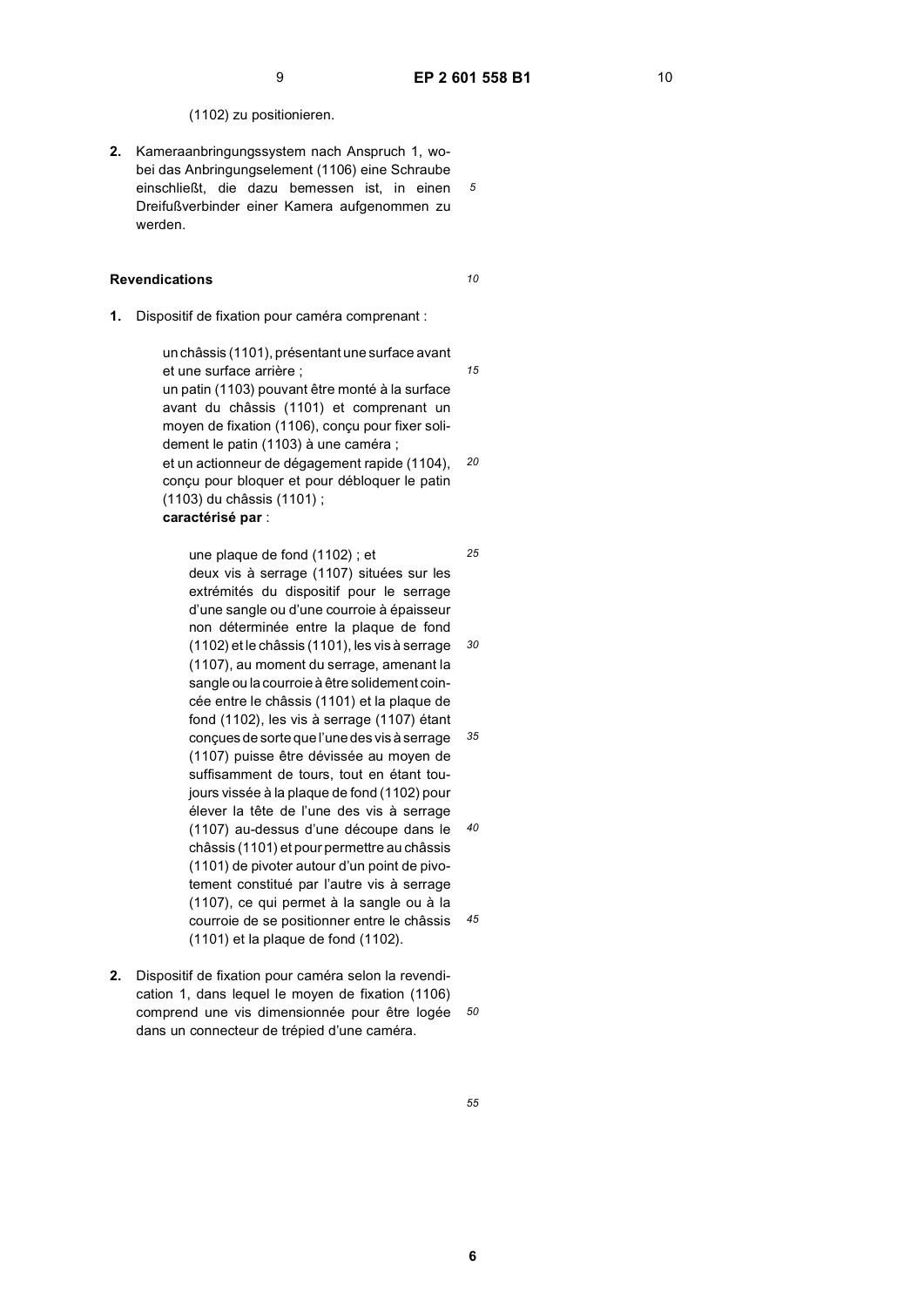(1102) zu positionieren.

2. Kameraanbringungssystem nach Anspruch 1, wobei das Anbringungselement (1106) eine Schraube einschließt, die dazu bemessen ist, in einen Dreifußverbinder einer Kamera aufgenommen zu werden.

## Revendications

1. Dispositif de fixation pour caméra comprenant :

   un châssis (1101), présentant une surface avant et une surface arrière ;
   un patin (1103) pouvant être monté à la surface avant du châssis (1101) et comprenant un moyen de fixation (1106), conçu pour fixer solidement le patin (1103) à une caméra ;
   et un actionneur de dégagement rapide (1104), conçu pour bloquer et pour débloquer le patin (1103) du châssis (1101) ;
   **caractérisé par** :

   une plaque de fond (1102) ; et
   deux vis à serrage (1107) situées sur les extrémités du dispositif pour le serrage d'une sangle ou d'une courroie à épaisseur non déterminée entre la plaque de fond (1102) et le châssis (1101), les vis à serrage (1107), au moment du serrage, amenant la sangle ou la courroie à être solidement coincée entre le châssis (1101) et la plaque de fond (1102), les vis à serrage (1107) étant conçues de sorte que l'une des vis à serrage (1107) puisse être dévissée au moyen de suffisamment de tours, tout en étant toujours vissée à la plaque de fond (1102) pour élever la tête de l'une des vis à serrage (1107) au-dessus d'une découpe dans le châssis (1101) et pour permettre au châssis (1101) de pivoter autour d'un point de pivotement constitué par l'autre vis à serrage (1107), ce qui permet à la sangle ou à la courroie de se positionner entre le châssis (1101) et la plaque de fond (1102).

2. Dispositif de fixation pour caméra selon la revendication 1, dans lequel le moyen de fixation (1106) comprend une vis dimensionnée pour être logée dans un connecteur de trépied d'une caméra.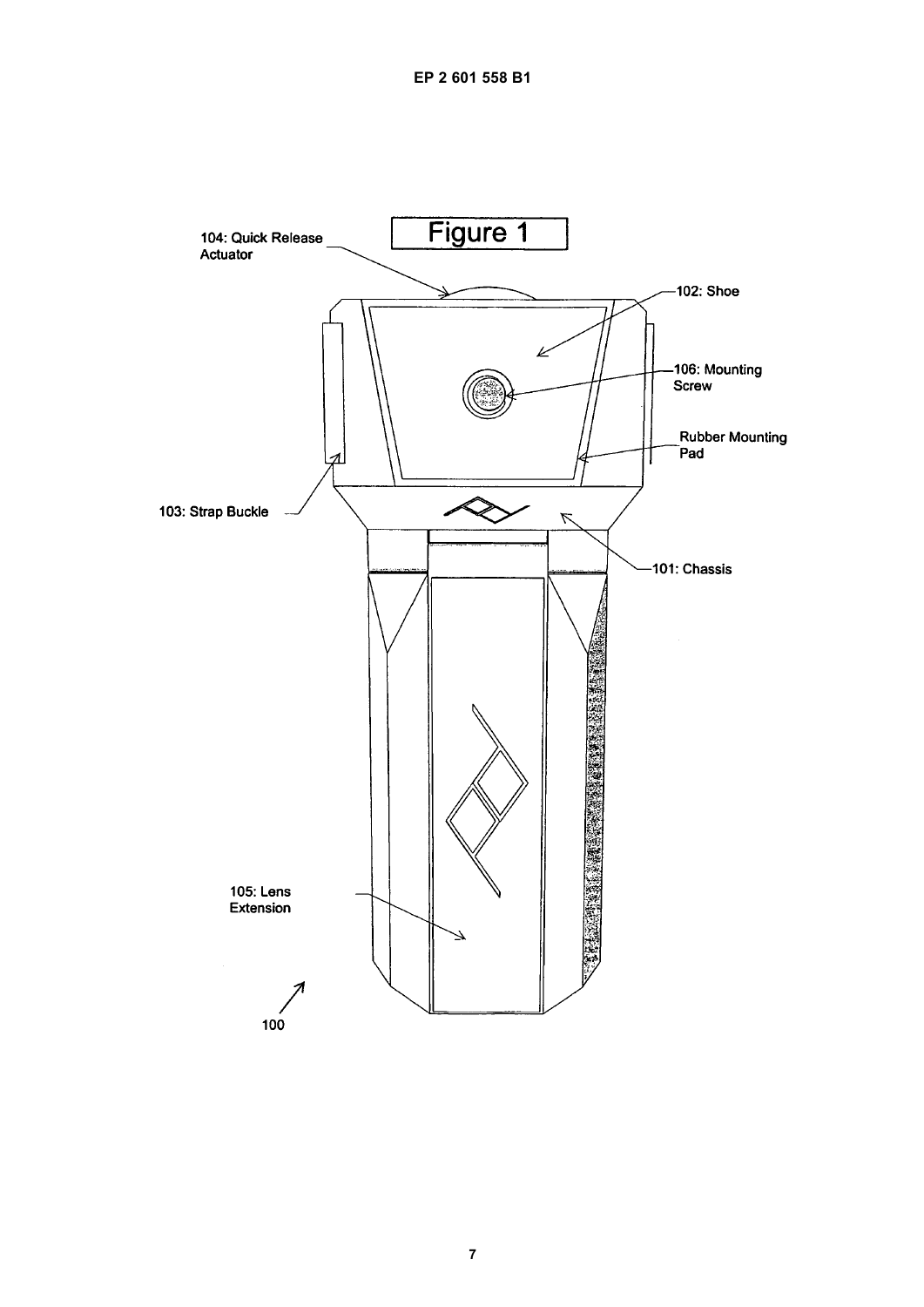Figure 1

104: Quick Release Actuator

102: Shoe

106: Mounting Screw

Rubber Mounting Pad

103: Strap Buckle

101: Chassis

105: Lens Extension

100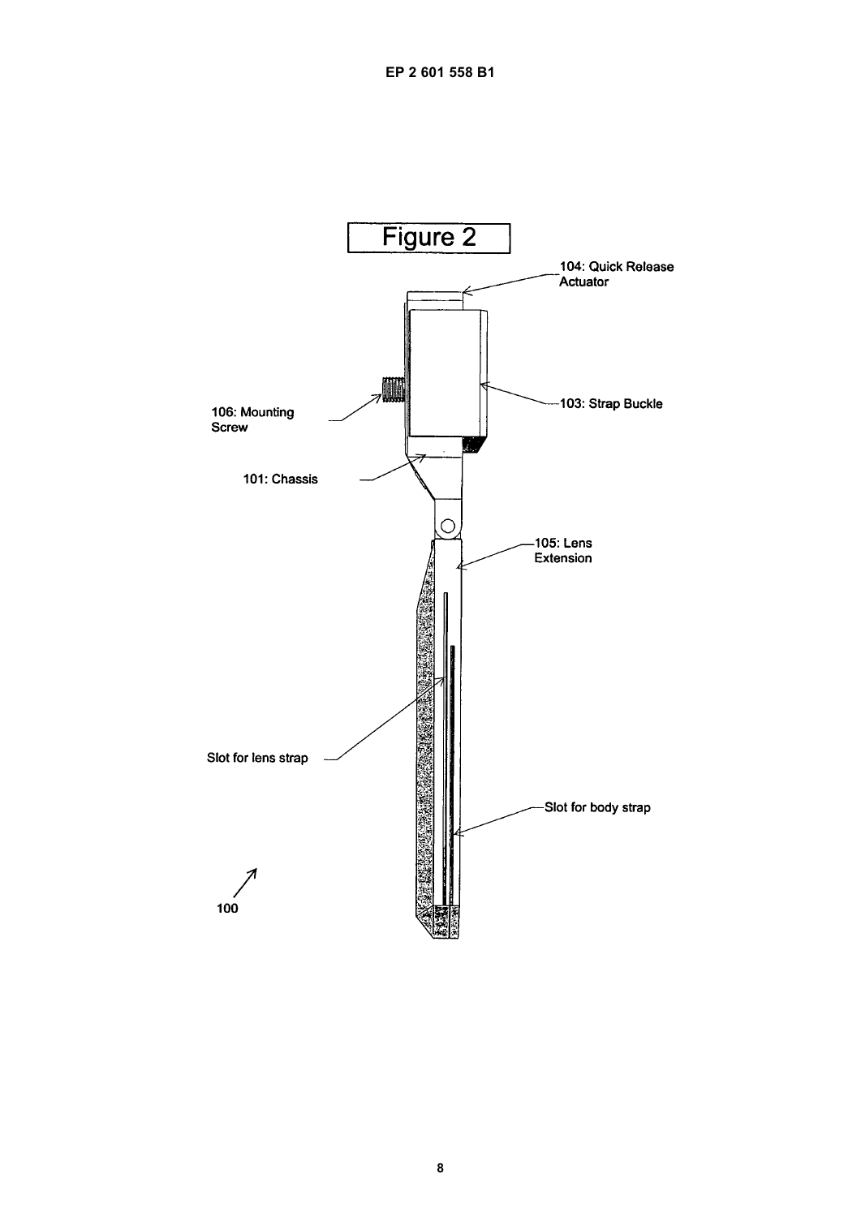Figure 2

104: Quick Release Actuator

103: Strap Buckle

106: Mounting Screw

101: Chassis

105: Lens Extension

Slot for lens strap

Slot for body strap

100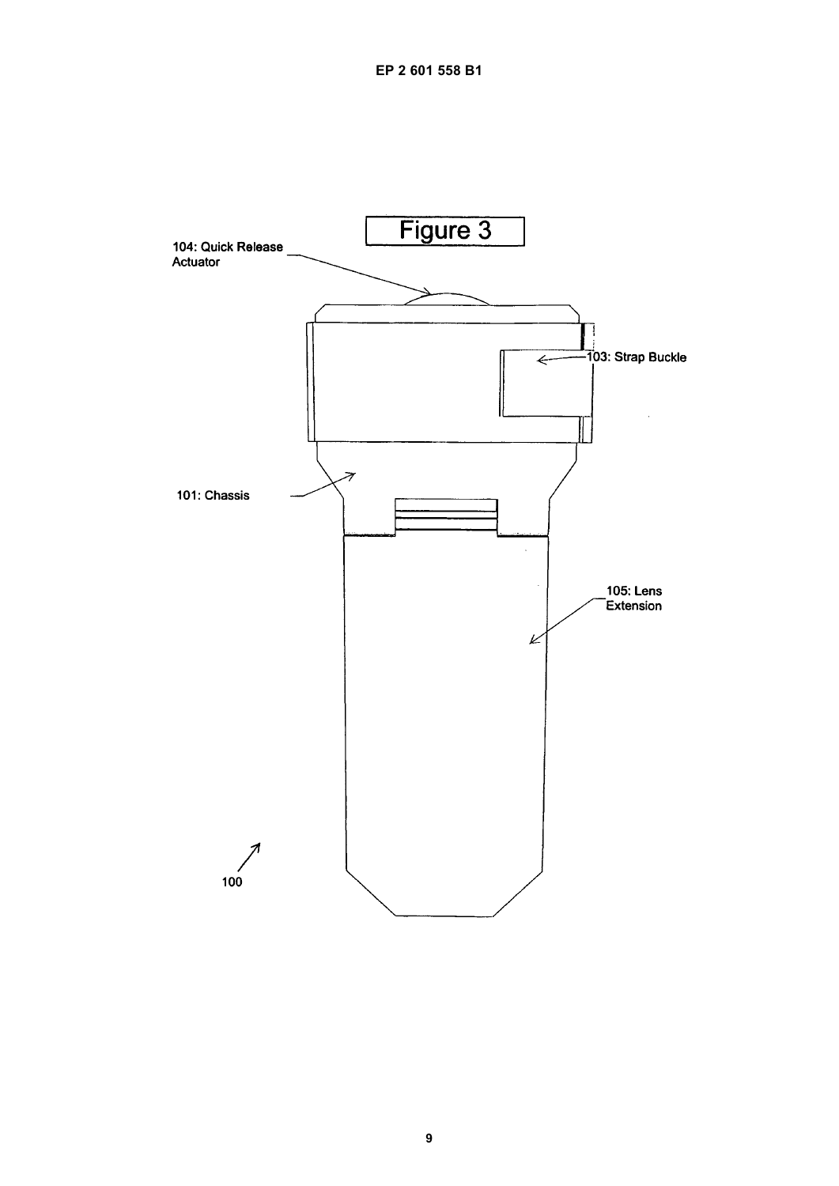Figure 3

104: Quick Release Actuator

103: Strap Buckle

101: Chassis

105: Lens Extension

100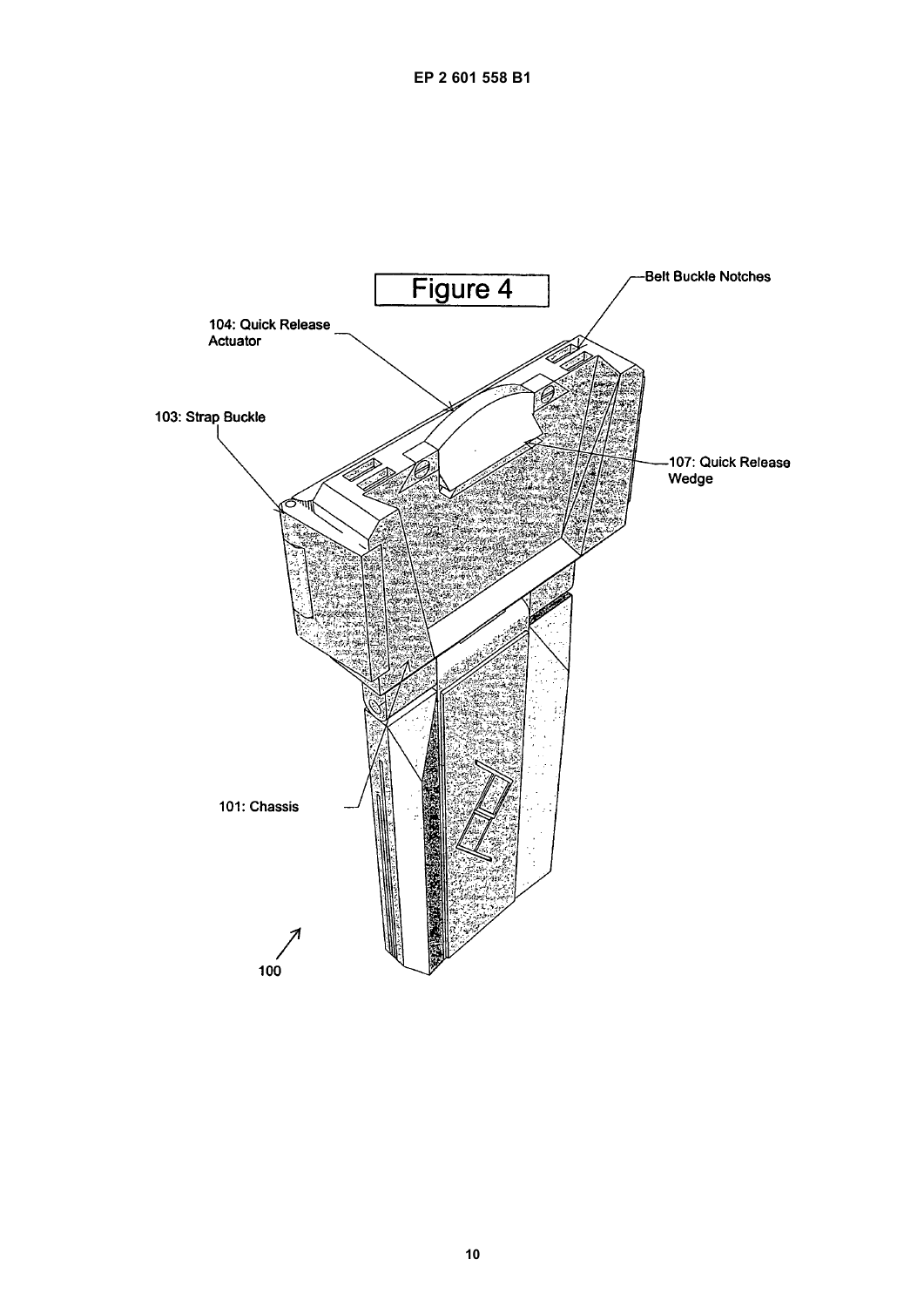Figure 4

104: Quick Release Actuator

103: Strap Buckle

Belt Buckle Notches

107: Quick Release Wedge

101: Chassis

100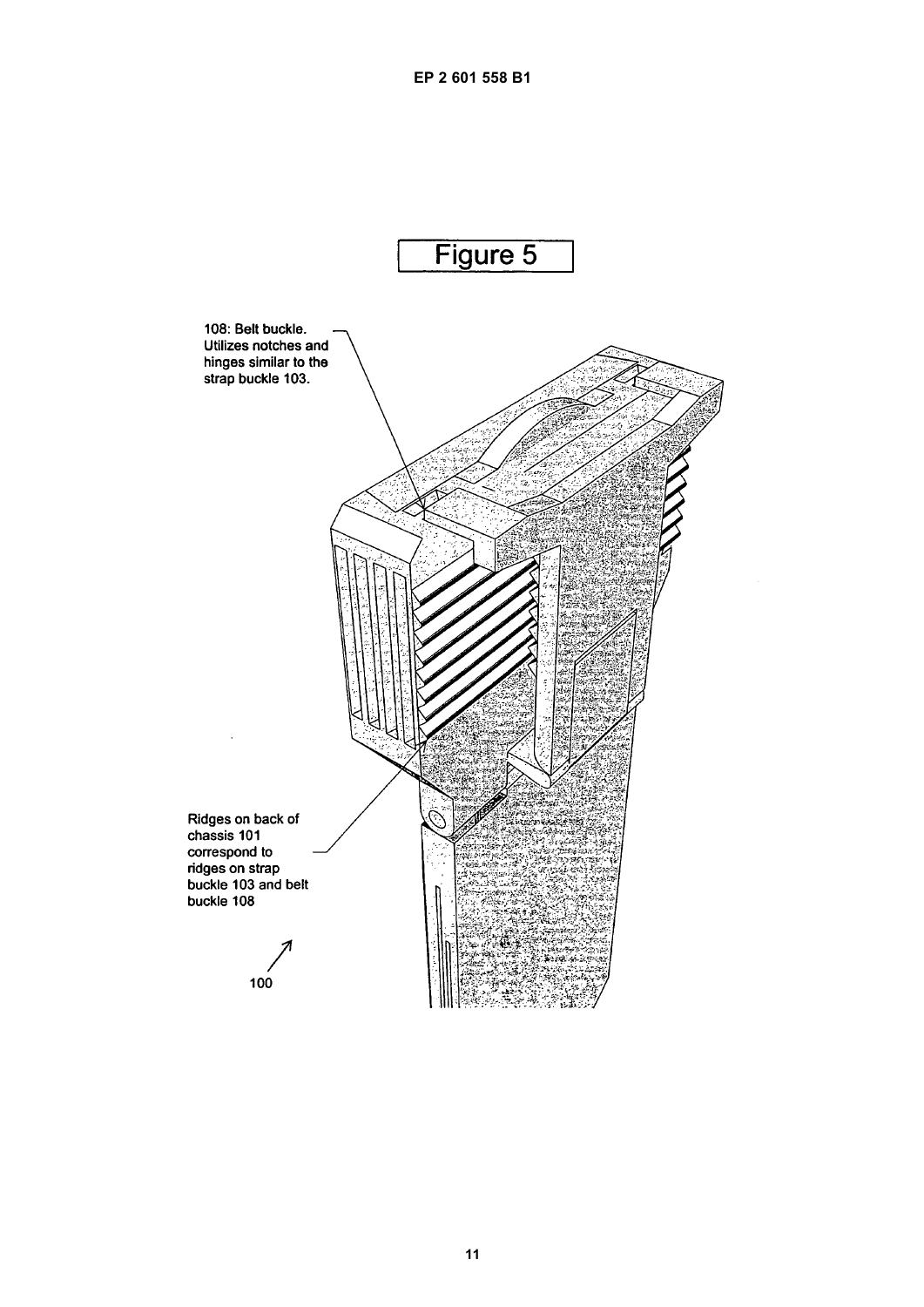Figure 5

108: Belt buckle. Utilizes notches and hinges similar to the strap buckle 103.

Ridges on back of chassis 101 correspond to ridges on strap buckle 103 and belt buckle 108

100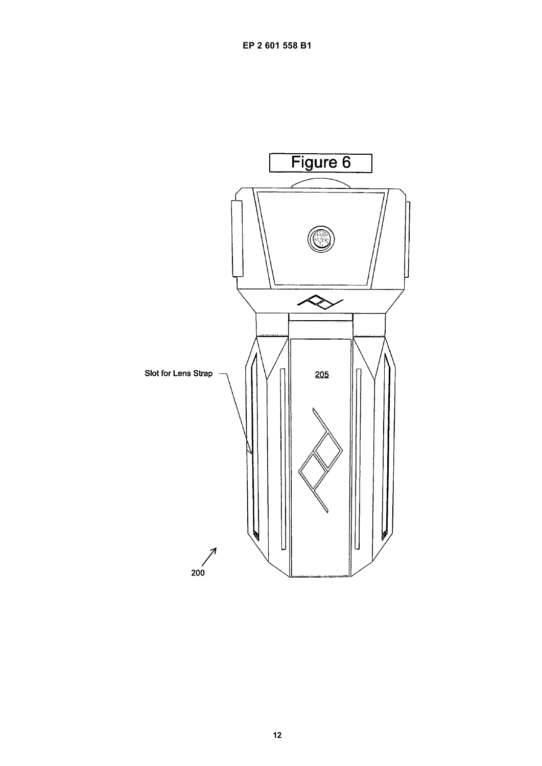Figure 6

Slot for Lens Strap

205

200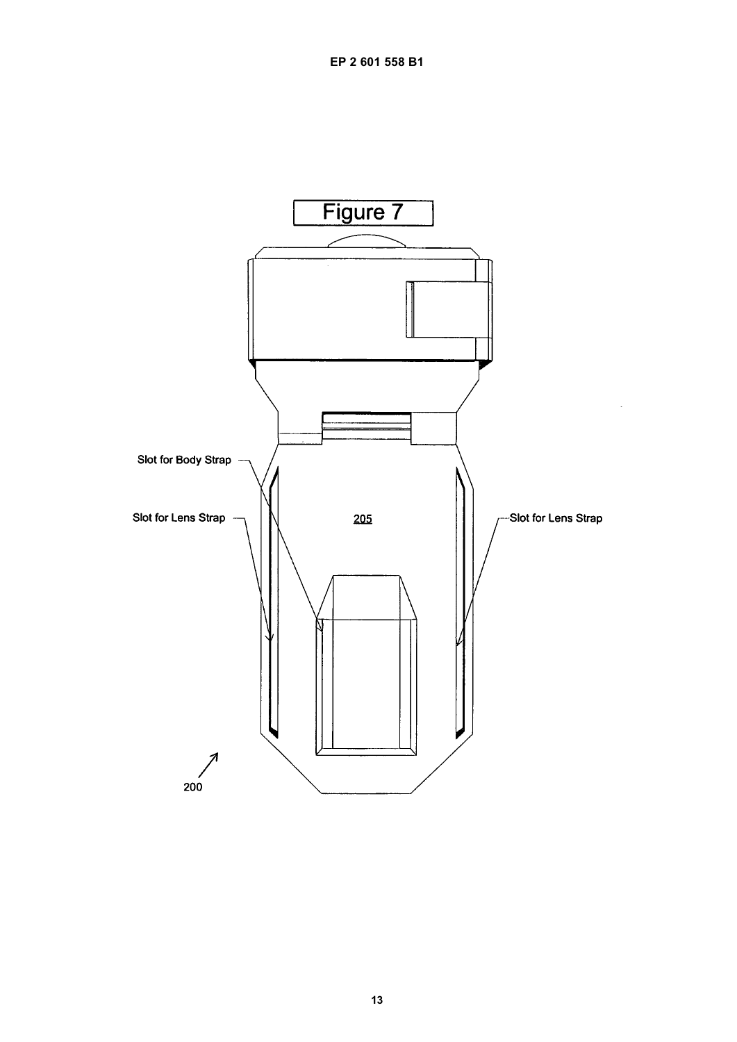Figure 7

Slot for Body Strap

Slot for Lens Strap

205

Slot for Lens Strap

200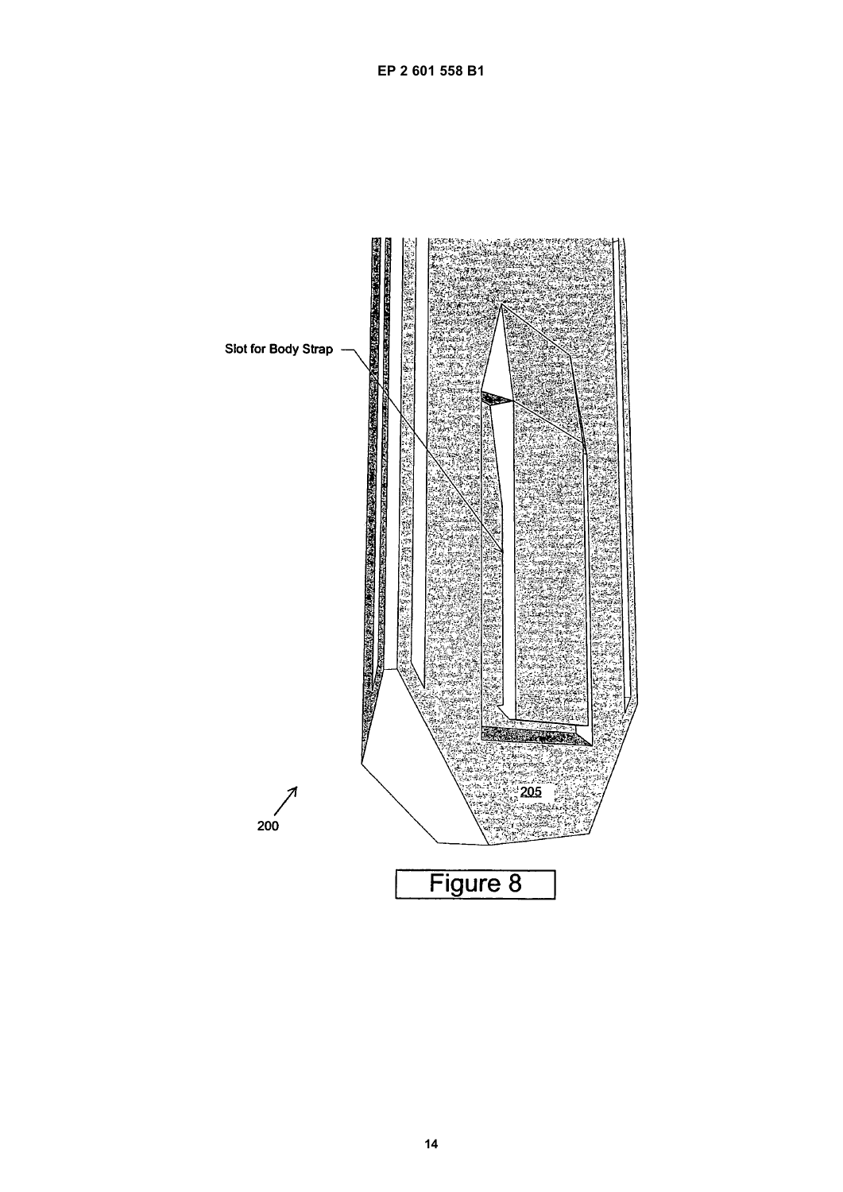Slot for Body Strap

205

200

Figure 8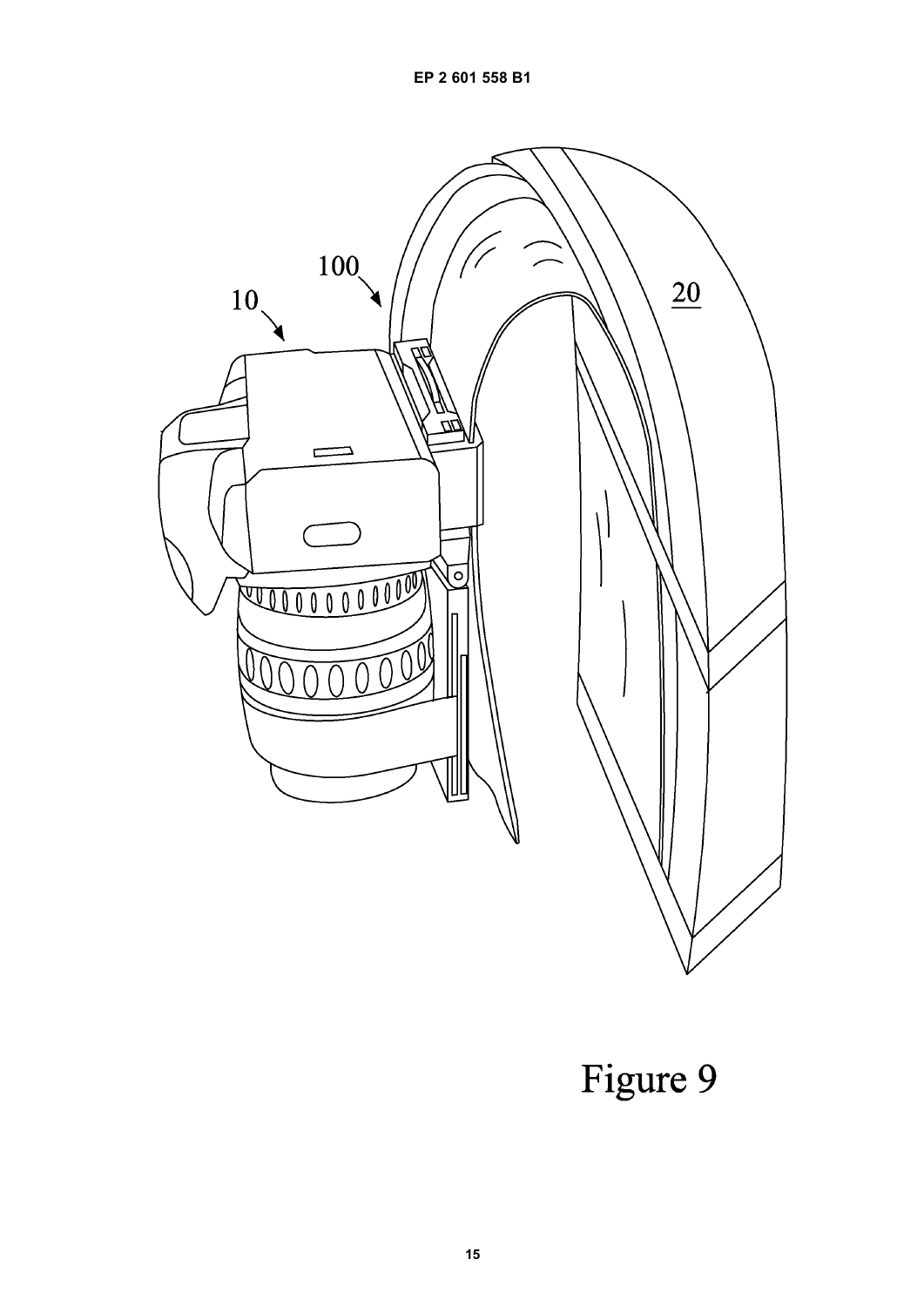Figure 9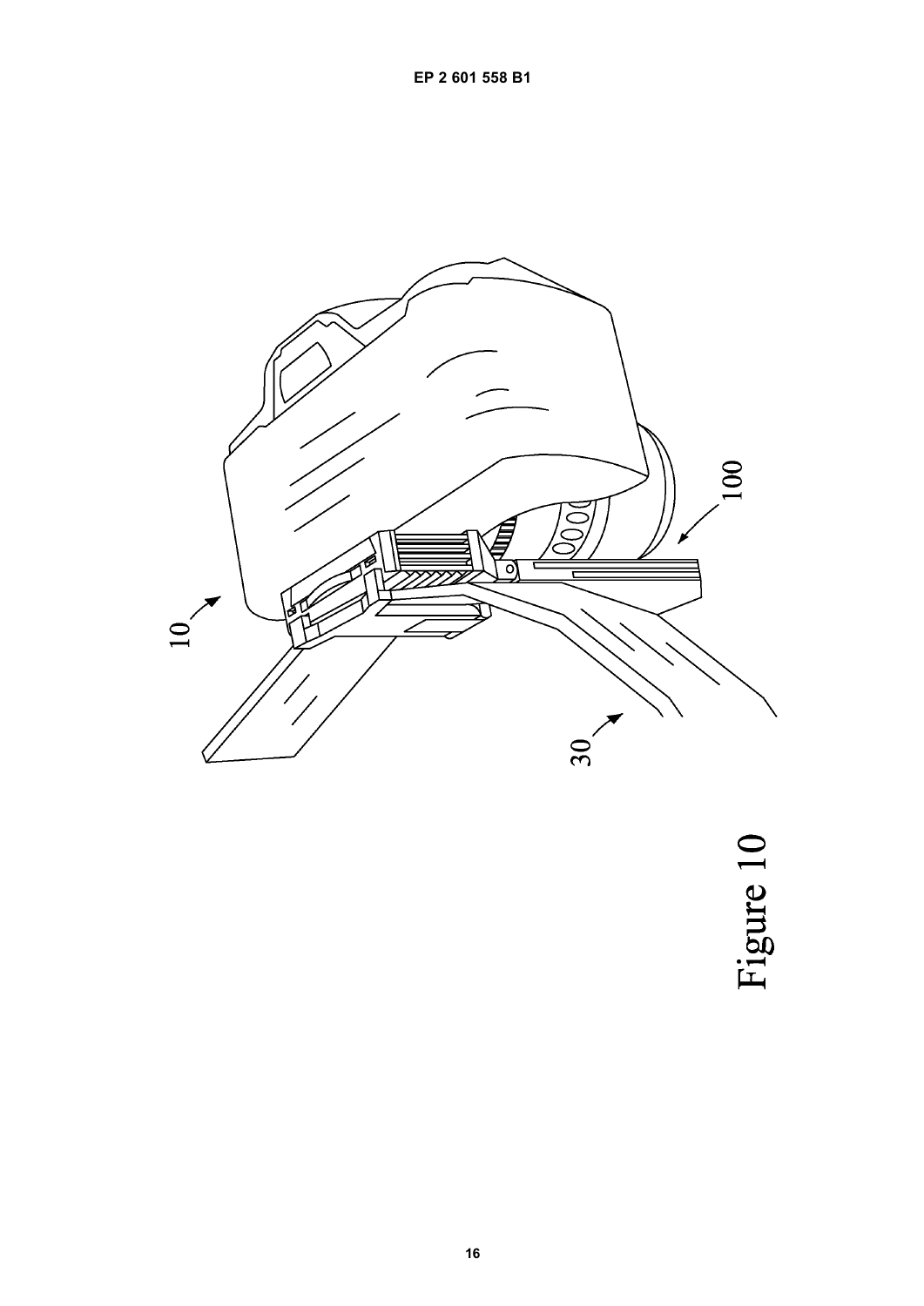Figure 10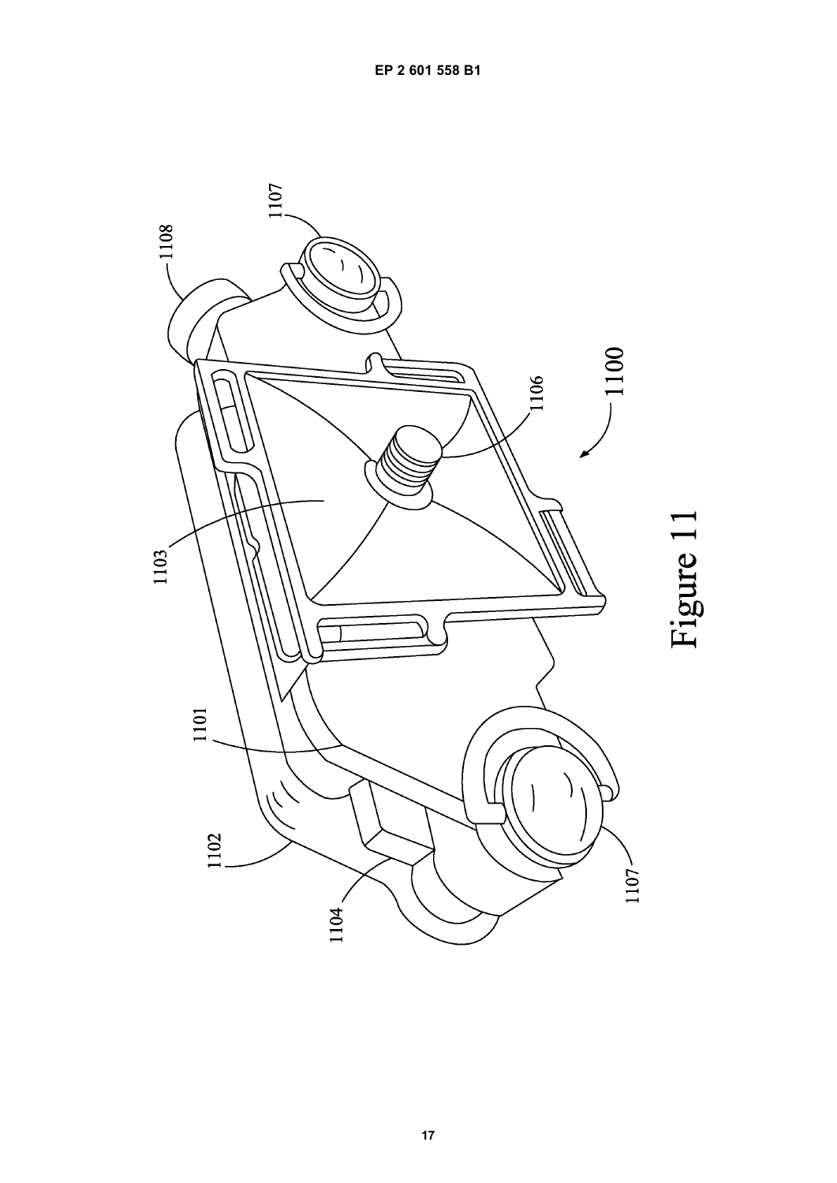Figure 11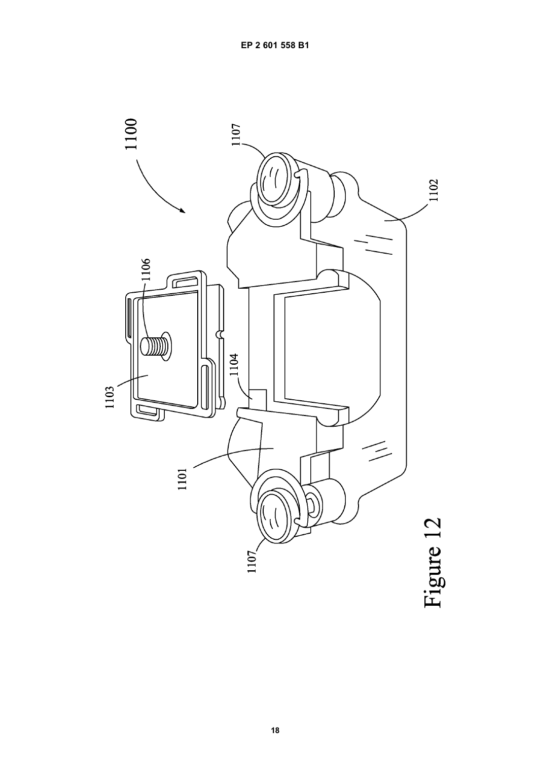Figure 12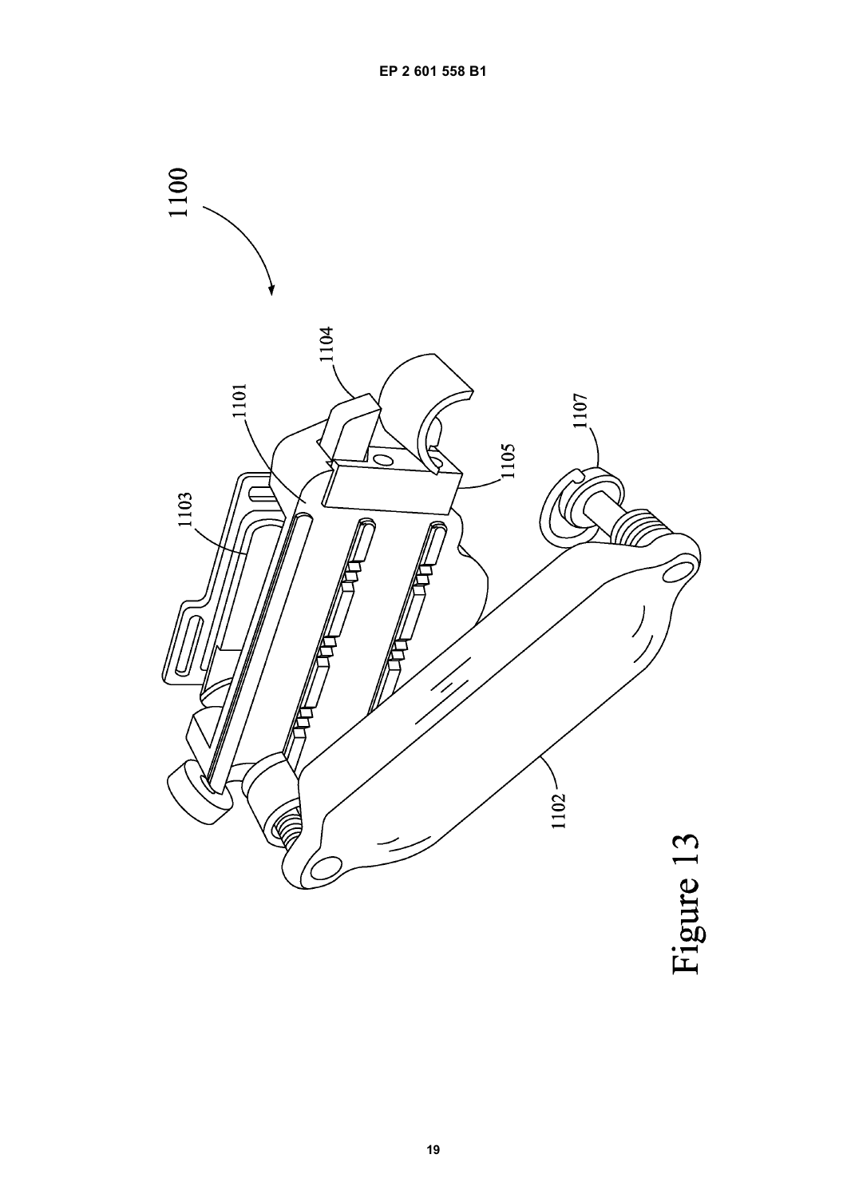1100

1104

1101

1107

1103

1105

1102

Figure 13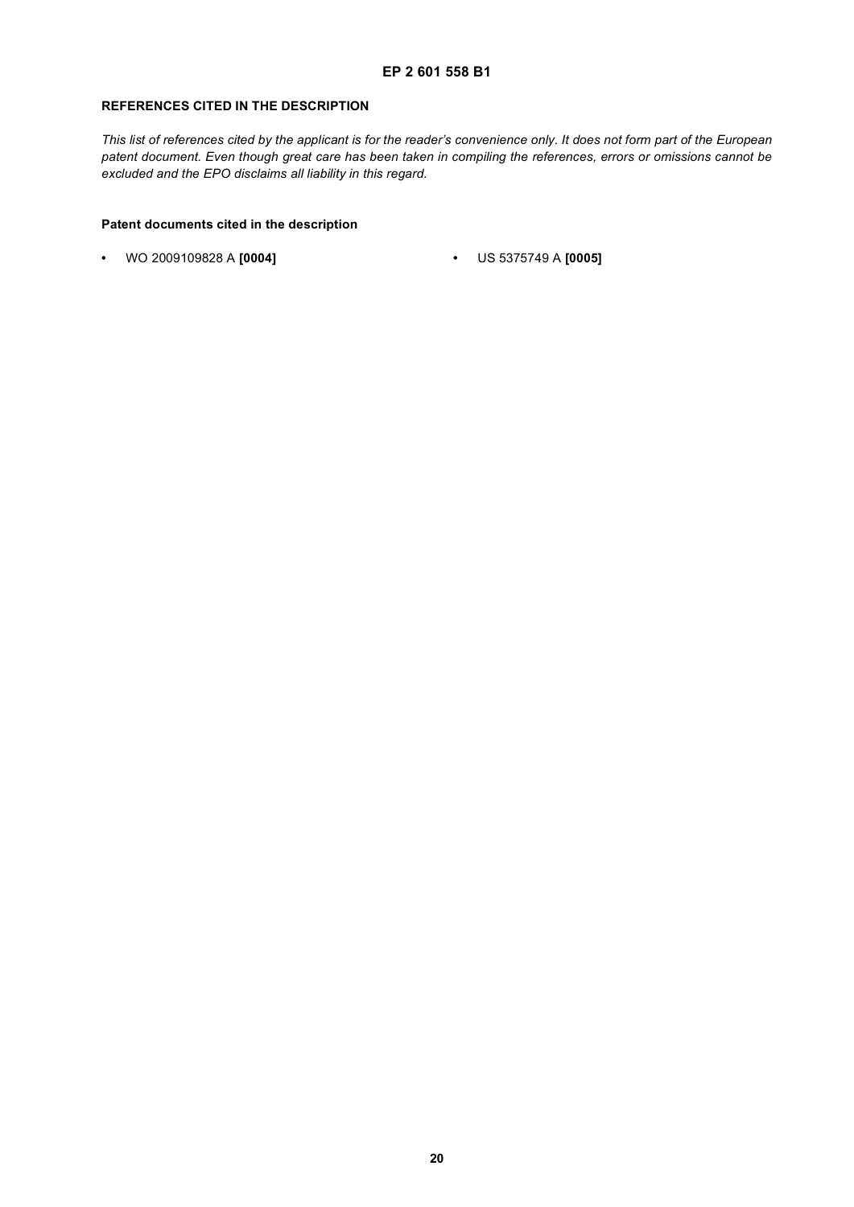## REFERENCES CITED IN THE DESCRIPTION

*This list of references cited by the applicant is for the reader's convenience only. It does not form part of the European patent document. Even though great care has been taken in compiling the references, errors or omissions cannot be excluded and the EPO disclaims all liability in this regard.*

### Patent documents cited in the description

- WO 2009109828 A **[0004]**
- US 5375749 A **[0005]**